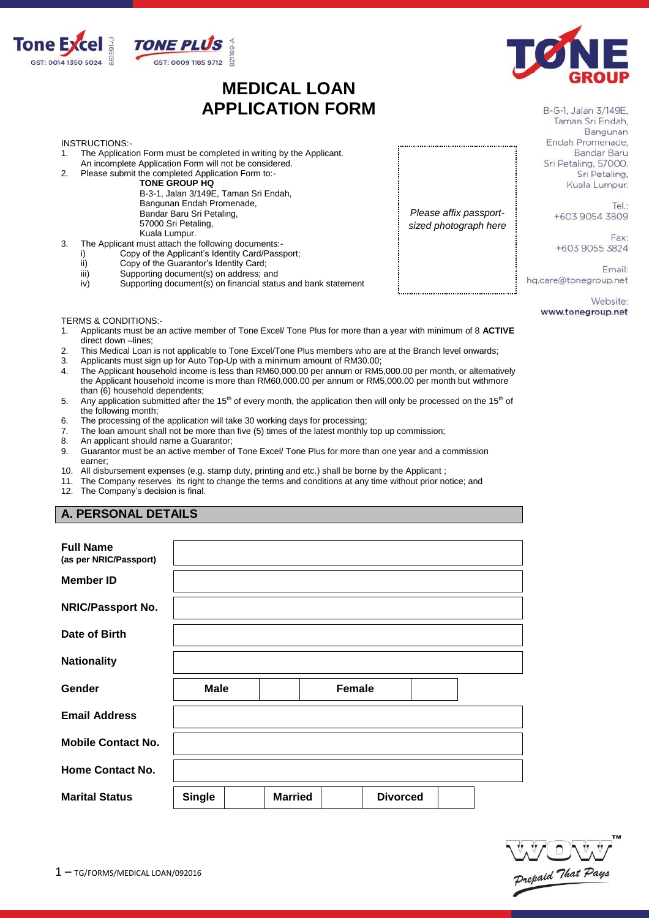Tone Excel GST: 0014 1350 5024 861591-J
TONE PLUS GST: 0009 1185 9712 821189-A

# MEDICAL LOAN APPLICATION FORM

B-G-1, Jalan 3/149E,
Taman Sri Endah,
Bangunan
Endah Promenade,
Bandar Baru
Sri Petaling, 57000.
Sri Petaling,
Kuala Lumpur.

Tel.:
+603 9054 3809

Fax:
+603 9055 3824

Email:
hq.care@tonegroup.net

Website:
www.tonegroup.net

INSTRUCTIONS:-

1. The Application Form must be completed in writing by the Applicant. An incomplete Application Form will not be considered.
2. Please submit the completed Application Form to:-
   **TONE GROUP HQ**
   B-3-1, Jalan 3/149E, Taman Sri Endah,
   Bangunan Endah Promenade,
   Bandar Baru Sri Petaling,
   57000 Sri Petaling,
   Kuala Lumpur.
3. The Applicant must attach the following documents:-
   i) Copy of the Applicant's Identity Card/Passport;
   ii) Copy of the Guarantor's Identity Card;
   iii) Supporting document(s) on address; and
   iv) Supporting document(s) on financial status and bank statement

*Please affix passport-sized photograph here*

TERMS & CONDITIONS:-

1. Applicants must be an active member of Tone Excel/ Tone Plus for more than a year with minimum of 8 **ACTIVE** direct down –lines;
2. This Medical Loan is not applicable to Tone Excel/Tone Plus members who are at the Branch level onwards;
3. Applicants must sign up for Auto Top-Up with a minimum amount of RM30.00;
4. The Applicant household income is less than RM60,000.00 per annum or RM5,000.00 per month, or alternatively the Applicant household income is more than RM60,000.00 per annum or RM5,000.00 per month but withmore than (6) household dependents;
5. Any application submitted after the 15th of every month, the application then will only be processed on the 15th of the following month;
6. The processing of the application will take 30 working days for processing;
7. The loan amount shall not be more than five (5) times of the latest monthly top up commission;
8. An applicant should name a Guarantor;
9. Guarantor must be an active member of Tone Excel/ Tone Plus for more than one year and a commission earner;
10. All disbursement expenses (e.g. stamp duty, printing and etc.) shall be borne by the Applicant ;
11. The Company reserves its right to change the terms and conditions at any time without prior notice; and
12. The Company's decision is final.

## A. PERSONAL DETAILS

| | | | | | | |
|---|---|---|---|---|---|---|
| **Full Name (as per NRIC/Passport)** | | | | | | |
| **Member ID** | | | | | | |
| **NRIC/Passport No.** | | | | | | |
| **Date of Birth** | | | | | | |
| **Nationality** | | | | | | |
| **Gender** | **Male** | | **Female** | | | |
| **Email Address** | | | | | | |
| **Mobile Contact No.** | | | | | | |
| **Home Contact No.** | | | | | | |
| **Marital Status** | **Single** | | **Married** | | **Divorced** | |

WOW™ Prepaid That Pays

TG/FORMS/MEDICAL LOAN/092016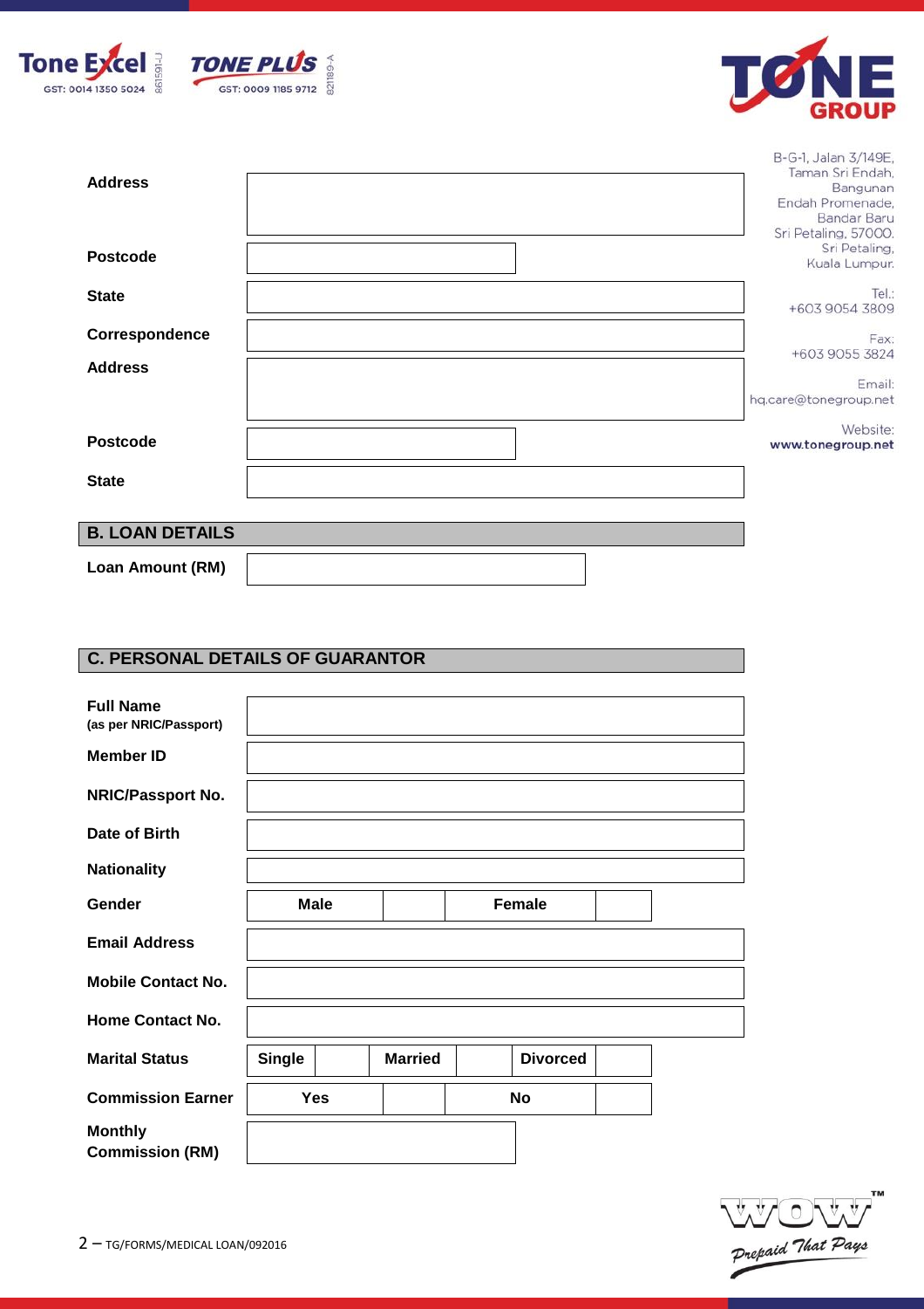Tone Excel GST: 0014 1350 5024 861591-U

TONE PLUS GST: 0009 1185 9712 821189-A

TONE GROUP

B-G-1, Jalan 3/149E, Taman Sri Endah, Bangunan Endah Promenade, Bandar Baru Sri Petaling, 57000. Sri Petaling, Kuala Lumpur.

Tel.: +603 9054 3809

Fax: +603 9055 3824

Email: hq.care@tonegroup.net

Website: www.tonegroup.net

| | |
|---|---|
| **Address** | |
| **Postcode** | |
| **State** | |
| **Correspondence Address** | |
| **Postcode** | |
| **State** | |

## B. LOAN DETAILS

| | |
|---|---|
| **Loan Amount (RM)** | |

## C. PERSONAL DETAILS OF GUARANTOR

| | | | | | | |
|---|---|---|---|---|---|---|
| **Full Name** (as per NRIC/Passport) | | | | | | |
| **Member ID** | | | | | | |
| **NRIC/Passport No.** | | | | | | |
| **Date of Birth** | | | | | | |
| **Nationality** | | | | | | |
| **Gender** | **Male** | | **Female** | | | |
| **Email Address** | | | | | | |
| **Mobile Contact No.** | | | | | | |
| **Home Contact No.** | | | | | | |
| **Marital Status** | **Single** | | **Married** | | **Divorced** | |
| **Commission Earner** | **Yes** | | **No** | | | |
| **Monthly Commission (RM)** | | | | | | |

TG/FORMS/MEDICAL LOAN/092016

WOW™ Prepaid That Pays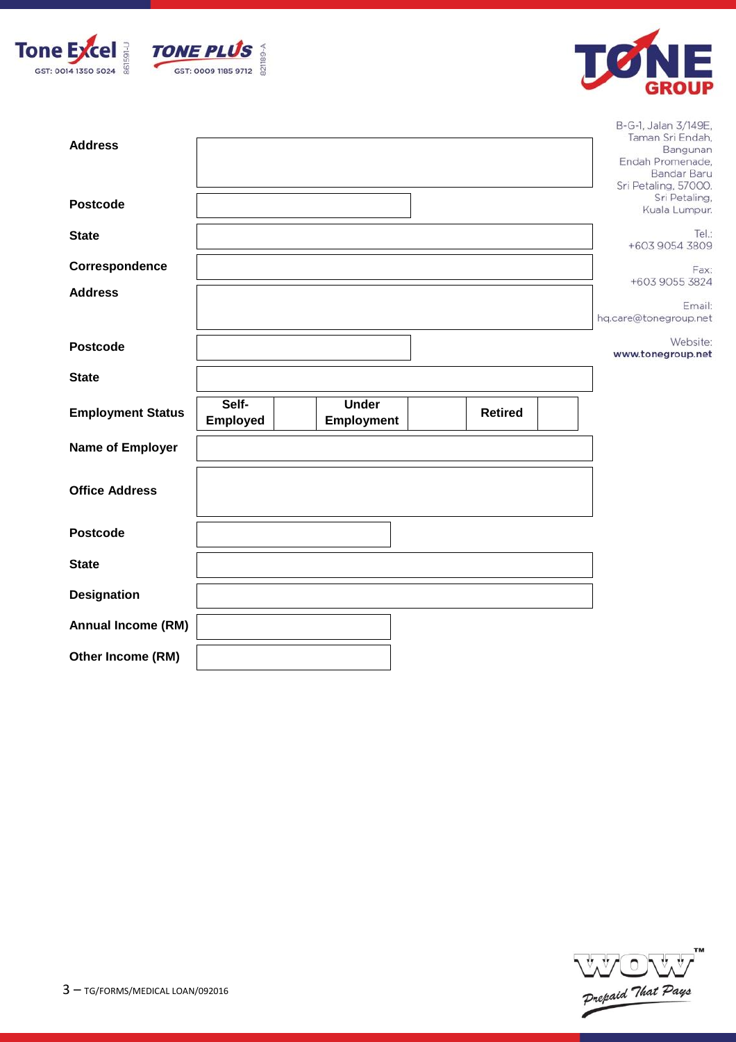Tone Excel GST: 0014 1350 5024 861591-J

TONE PLUS GST: 0009 1185 9712 821189-A

TONE GROUP

B-G-1, Jalan 3/149E,
Taman Sri Endah,
Bangunan
Endah Promenade,
Bandar Baru
Sri Petaling, 57000.
Sri Petaling,
Kuala Lumpur.

Tel.:
+603 9054 3809

Fax:
+603 9055 3824

Email:
hq.care@tonegroup.net

Website:
www.tonegroup.net

| | | | | | | |
|---|---|---|---|---|---|---|
| **Address** | | | | | | |
| **Postcode** | | | | | | |
| **State** | | | | | | |
| **Correspondence Address** | | | | | | |
| **Postcode** | | | | | | |
| **State** | | | | | | |
| **Employment Status** | **Self-Employed** | | **Under Employment** | | **Retired** | |
| **Name of Employer** | | | | | | |
| **Office Address** | | | | | | |
| **Postcode** | | | | | | |
| **State** | | | | | | |
| **Designation** | | | | | | |
| **Annual Income (RM)** | | | | | | |
| **Other Income (RM)** | | | | | | |

TG/FORMS/MEDICAL LOAN/092016

WOW™ Prepaid That Pays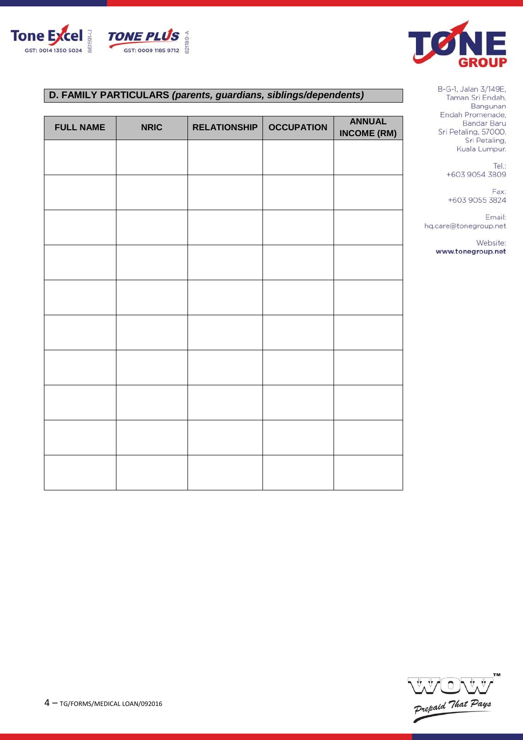Tone Excel GST: 0014 1350 5024 861591-J

TONE PLUS GST: 0009 1185 9712 821189-A

B-G-1, Jalan 3/149E, Taman Sri Endah, Bangunan Endah Promenade, Bandar Baru Sri Petaling, 57000. Sri Petaling, Kuala Lumpur.

Tel.: +603 9054 3809

Fax: +603 9055 3824

Email: hq.care@tonegroup.net

Website: www.tonegroup.net

## D. FAMILY PARTICULARS *(parents, guardians, siblings/dependents)*

| FULL NAME | NRIC | RELATIONSHIP | OCCUPATION | ANNUAL INCOME (RM) |
|---|---|---|---|---|
| | | | | |
| | | | | |
| | | | | |
| | | | | |
| | | | | |
| | | | | |
| | | | | |
| | | | | |
| | | | | |
| | | | | |

TG/FORMS/MEDICAL LOAN/092016

WOW™ Prepaid That Pays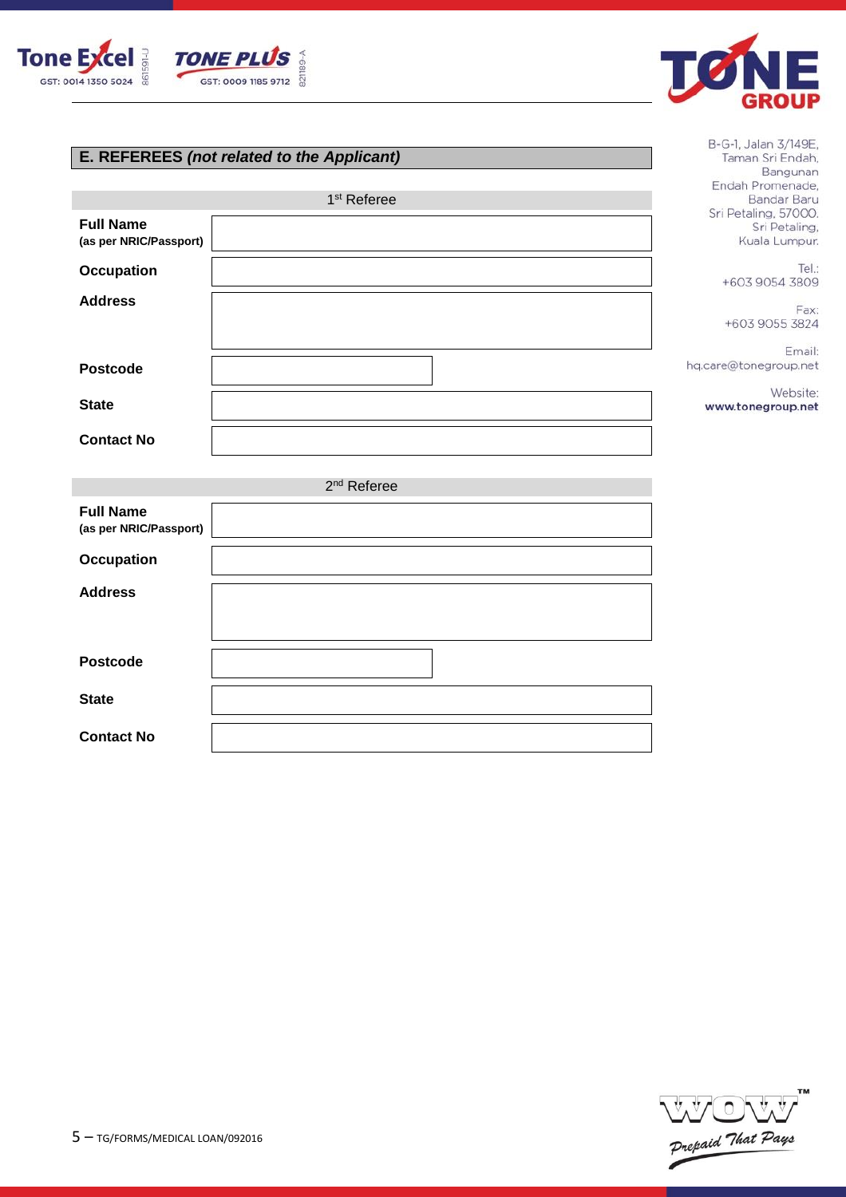## E. REFEREES *(not related to the Applicant)*

| 1st Referee | |
|---|---|
| **Full Name (as per NRIC/Passport)** | |
| **Occupation** | |
| **Address** | |
| **Postcode** | |
| **State** | |
| **Contact No** | |

| 2nd Referee | |
|---|---|
| **Full Name (as per NRIC/Passport)** | |
| **Occupation** | |
| **Address** | |
| **Postcode** | |
| **State** | |
| **Contact No** | |

B-G-1, Jalan 3/149E,
Taman Sri Endah,
Bangunan
Endah Promenade,
Bandar Baru
Sri Petaling, 57000.
Sri Petaling,
Kuala Lumpur.

Tel.:
+603 9054 3809

Fax:
+603 9055 3824

Email:
hq.care@tonegroup.net

Website:
www.tonegroup.net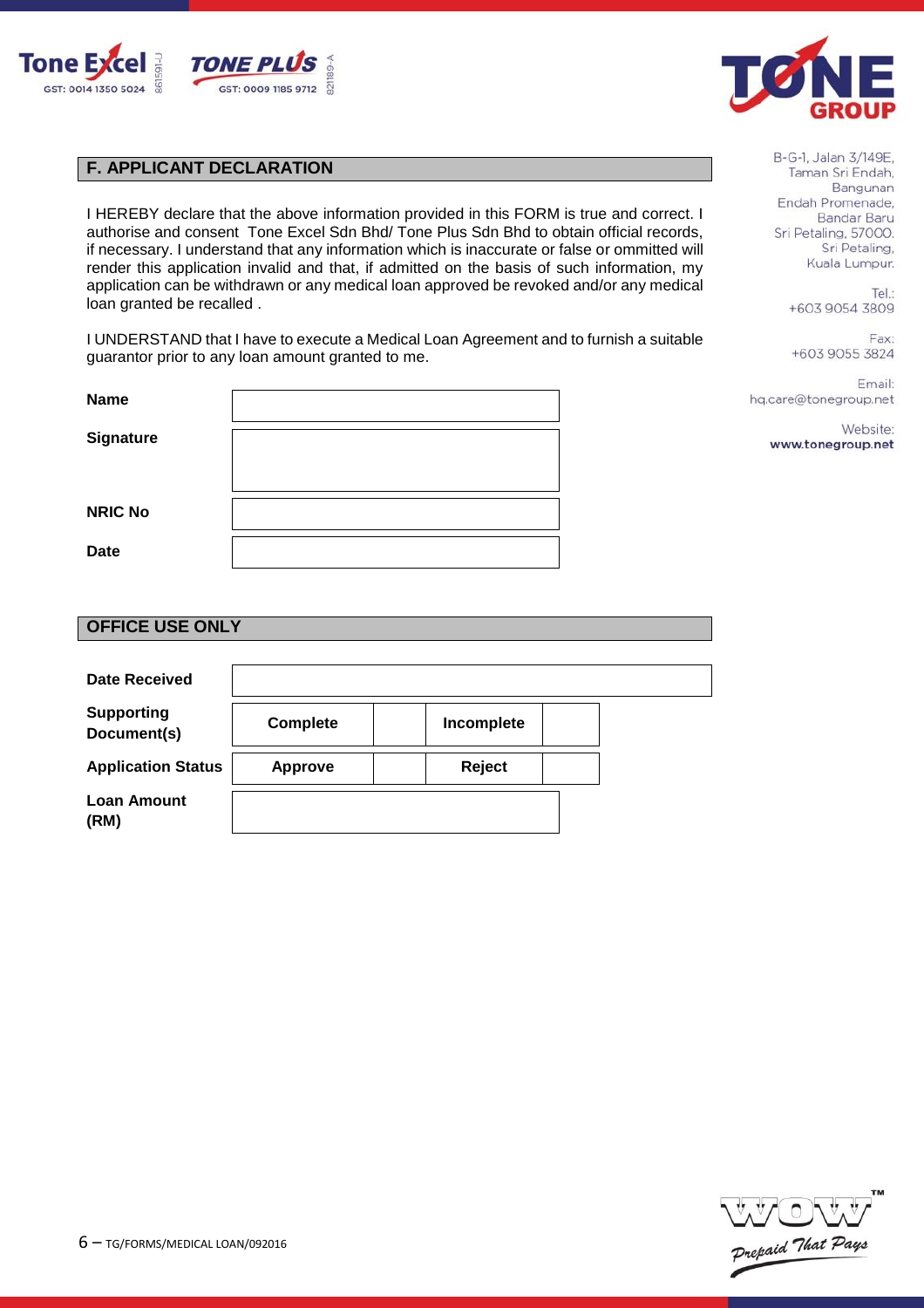Tone Excel 861591-J GST: 0014 1350 5024 | TONE PLUS 821189-A GST: 0009 1185 9712

TONE GROUP

B-G-1, Jalan 3/149E, Taman Sri Endah, Bangunan Endah Promenade, Bandar Baru Sri Petaling, 57000. Sri Petaling, Kuala Lumpur.

Tel.: +603 9054 3809

Fax: +603 9055 3824

Email: hq.care@tonegroup.net

Website: www.tonegroup.net

## F. APPLICANT DECLARATION

I HEREBY declare that the above information provided in this FORM is true and correct. I authorise and consent Tone Excel Sdn Bhd/ Tone Plus Sdn Bhd to obtain official records, if necessary. I understand that any information which is inaccurate or false or ommitted will render this application invalid and that, if admitted on the basis of such information, my application can be withdrawn or any medical loan approved be revoked and/or any medical loan granted be recalled .

I UNDERSTAND that I have to execute a Medical Loan Agreement and to furnish a suitable guarantor prior to any loan amount granted to me.

| | |
|---|---|
| **Name** | |
| **Signature** | |
| **NRIC No** | |
| **Date** | |

## OFFICE USE ONLY

| | | | | |
|---|---|---|---|---|
| **Date Received** | | | | |
| **Supporting Document(s)** | **Complete** | | **Incomplete** | |
| **Application Status** | **Approve** | | **Reject** | |
| **Loan Amount (RM)** | | | | |

TG/FORMS/MEDICAL LOAN/092016

WOW™ Prepaid That Pays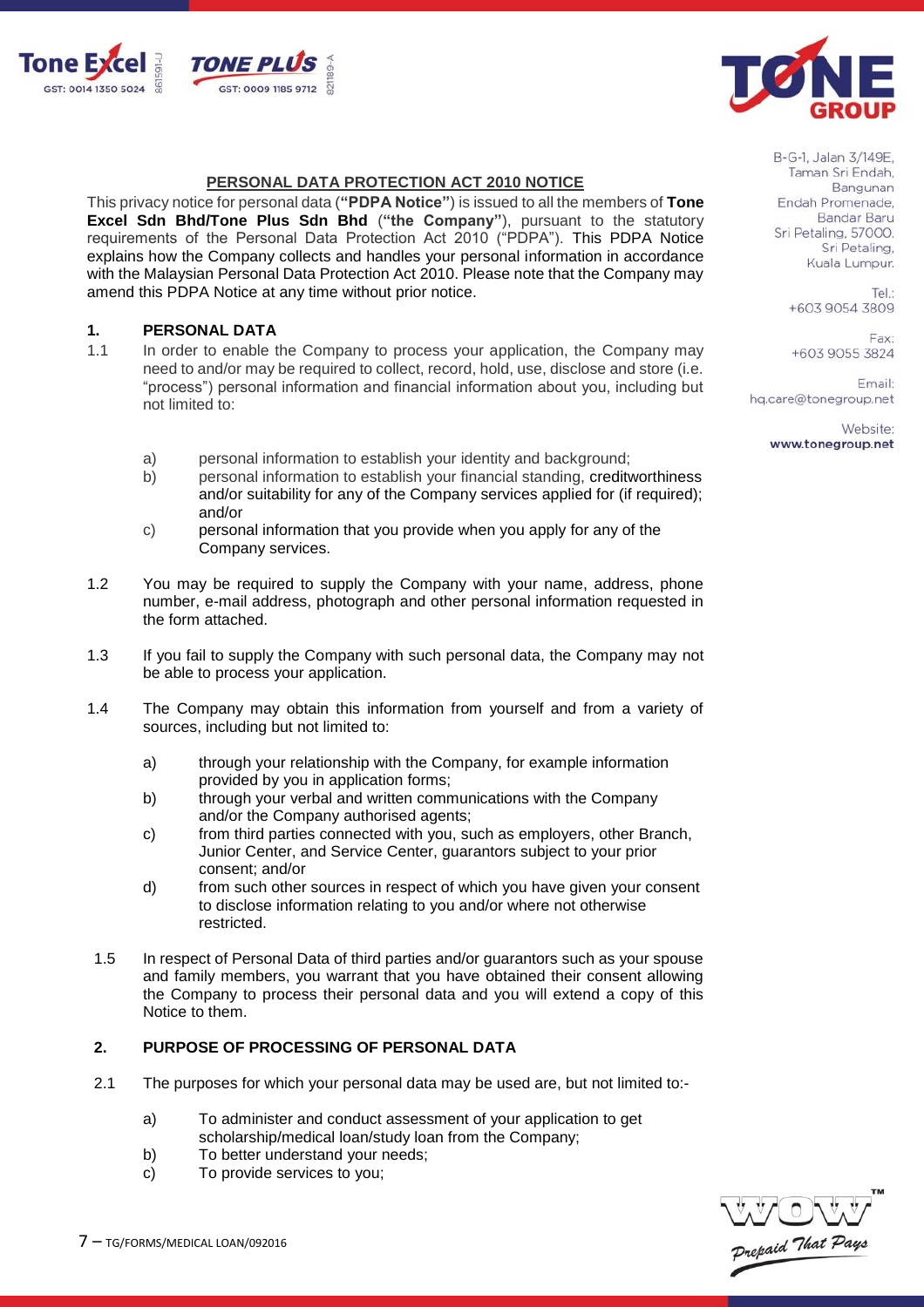**Tone Excel** GST: 0014 1350 5024 861591-U **TONE PLUS** GST: 0009 1185 9712 821189-A

**TONE GROUP**

B-G-1, Jalan 3/149E,
Taman Sri Endah,
Bangunan
Endah Promenade,
Bandar Baru
Sri Petaling, 57000.
Sri Petaling,
Kuala Lumpur.

Tel.:
+603 9054 3809

Fax:
+603 9055 3824

Email:
hq.care@tonegroup.net

Website:
**www.tonegroup.net**

## PERSONAL DATA PROTECTION ACT 2010 NOTICE

This privacy notice for personal data (**"PDPA Notice"**) is issued to all the members of **Tone Excel Sdn Bhd/Tone Plus Sdn Bhd** (**"the Company"**), pursuant to the statutory requirements of the Personal Data Protection Act 2010 ("PDPA"). This PDPA Notice explains how the Company collects and handles your personal information in accordance with the Malaysian Personal Data Protection Act 2010. Please note that the Company may amend this PDPA Notice at any time without prior notice.

### 1. PERSONAL DATA

1.1 In order to enable the Company to process your application, the Company may need to and/or may be required to collect, record, hold, use, disclose and store (i.e. "process") personal information and financial information about you, including but not limited to:

a) personal information to establish your identity and background;
b) personal information to establish your financial standing, creditworthiness and/or suitability for any of the Company services applied for (if required); and/or
c) personal information that you provide when you apply for any of the Company services.

1.2 You may be required to supply the Company with your name, address, phone number, e-mail address, photograph and other personal information requested in the form attached.

1.3 If you fail to supply the Company with such personal data, the Company may not be able to process your application.

1.4 The Company may obtain this information from yourself and from a variety of sources, including but not limited to:

a) through your relationship with the Company, for example information provided by you in application forms;
b) through your verbal and written communications with the Company and/or the Company authorised agents;
c) from third parties connected with you, such as employers, other Branch, Junior Center, and Service Center, guarantors subject to your prior consent; and/or
d) from such other sources in respect of which you have given your consent to disclose information relating to you and/or where not otherwise restricted.

1.5 In respect of Personal Data of third parties and/or guarantors such as your spouse and family members, you warrant that you have obtained their consent allowing the Company to process their personal data and you will extend a copy of this Notice to them.

### 2. PURPOSE OF PROCESSING OF PERSONAL DATA

2.1 The purposes for which your personal data may be used are, but not limited to:-

a) To administer and conduct assessment of your application to get scholarship/medical loan/study loan from the Company;
b) To better understand your needs;
c) To provide services to you;

**WOW**™ *Prepaid That Pays*

7 – TG/FORMS/MEDICAL LOAN/092016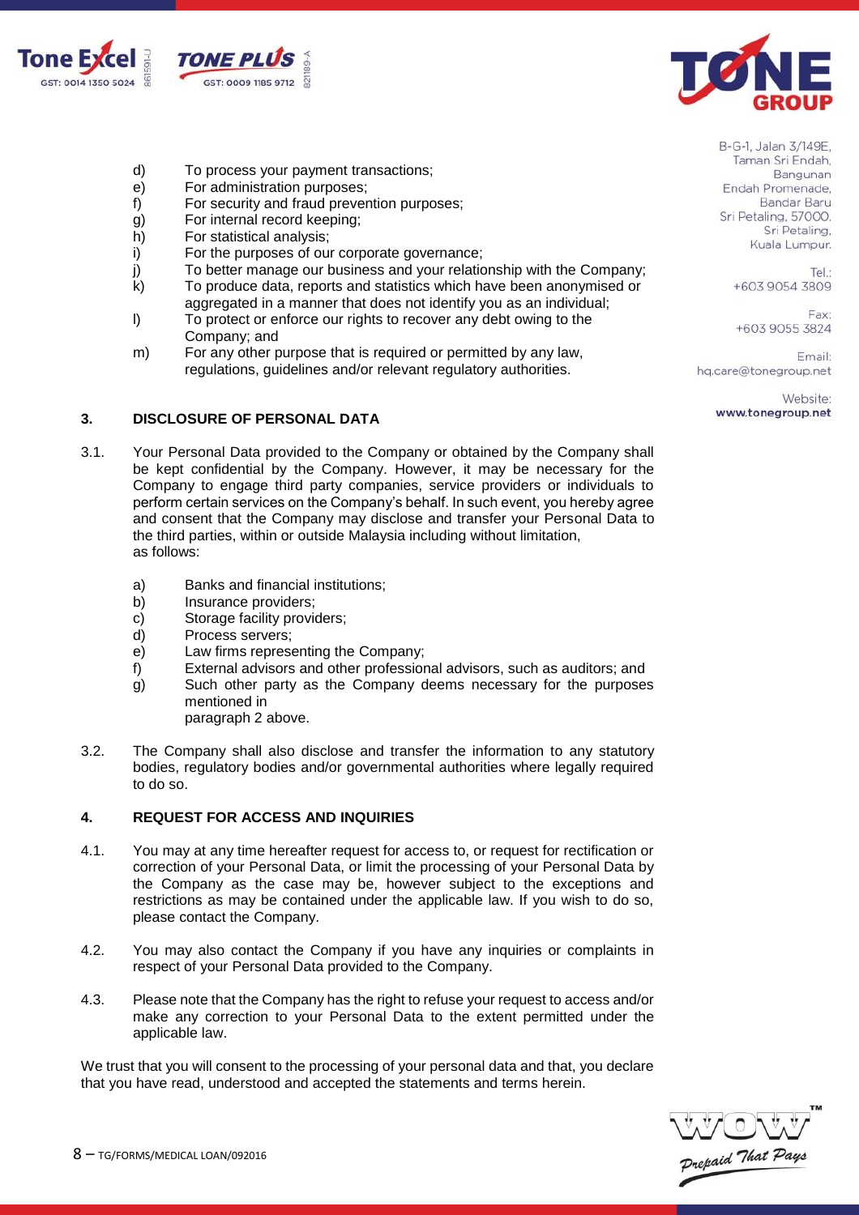d) To process your payment transactions;
e) For administration purposes;
f) For security and fraud prevention purposes;
g) For internal record keeping;
h) For statistical analysis;
i) For the purposes of our corporate governance;
j) To better manage our business and your relationship with the Company;
k) To produce data, reports and statistics which have been anonymised or aggregated in a manner that does not identify you as an individual;
l) To protect or enforce our rights to recover any debt owing to the Company; and
m) For any other purpose that is required or permitted by any law, regulations, guidelines and/or relevant regulatory authorities.

## 3. DISCLOSURE OF PERSONAL DATA

3.1. Your Personal Data provided to the Company or obtained by the Company shall be kept confidential by the Company. However, it may be necessary for the Company to engage third party companies, service providers or individuals to perform certain services on the Company's behalf. In such event, you hereby agree and consent that the Company may disclose and transfer your Personal Data to the third parties, within or outside Malaysia including without limitation, as follows:

a) Banks and financial institutions;
b) Insurance providers;
c) Storage facility providers;
d) Process servers;
e) Law firms representing the Company;
f) External advisors and other professional advisors, such as auditors; and
g) Such other party as the Company deems necessary for the purposes mentioned in paragraph 2 above.

3.2. The Company shall also disclose and transfer the information to any statutory bodies, regulatory bodies and/or governmental authorities where legally required to do so.

## 4. REQUEST FOR ACCESS AND INQUIRIES

4.1. You may at any time hereafter request for access to, or request for rectification or correction of your Personal Data, or limit the processing of your Personal Data by the Company as the case may be, however subject to the exceptions and restrictions as may be contained under the applicable law. If you wish to do so, please contact the Company.

4.2. You may also contact the Company if you have any inquiries or complaints in respect of your Personal Data provided to the Company.

4.3. Please note that the Company has the right to refuse your request to access and/or make any correction to your Personal Data to the extent permitted under the applicable law.

We trust that you will consent to the processing of your personal data and that, you declare that you have read, understood and accepted the statements and terms herein.